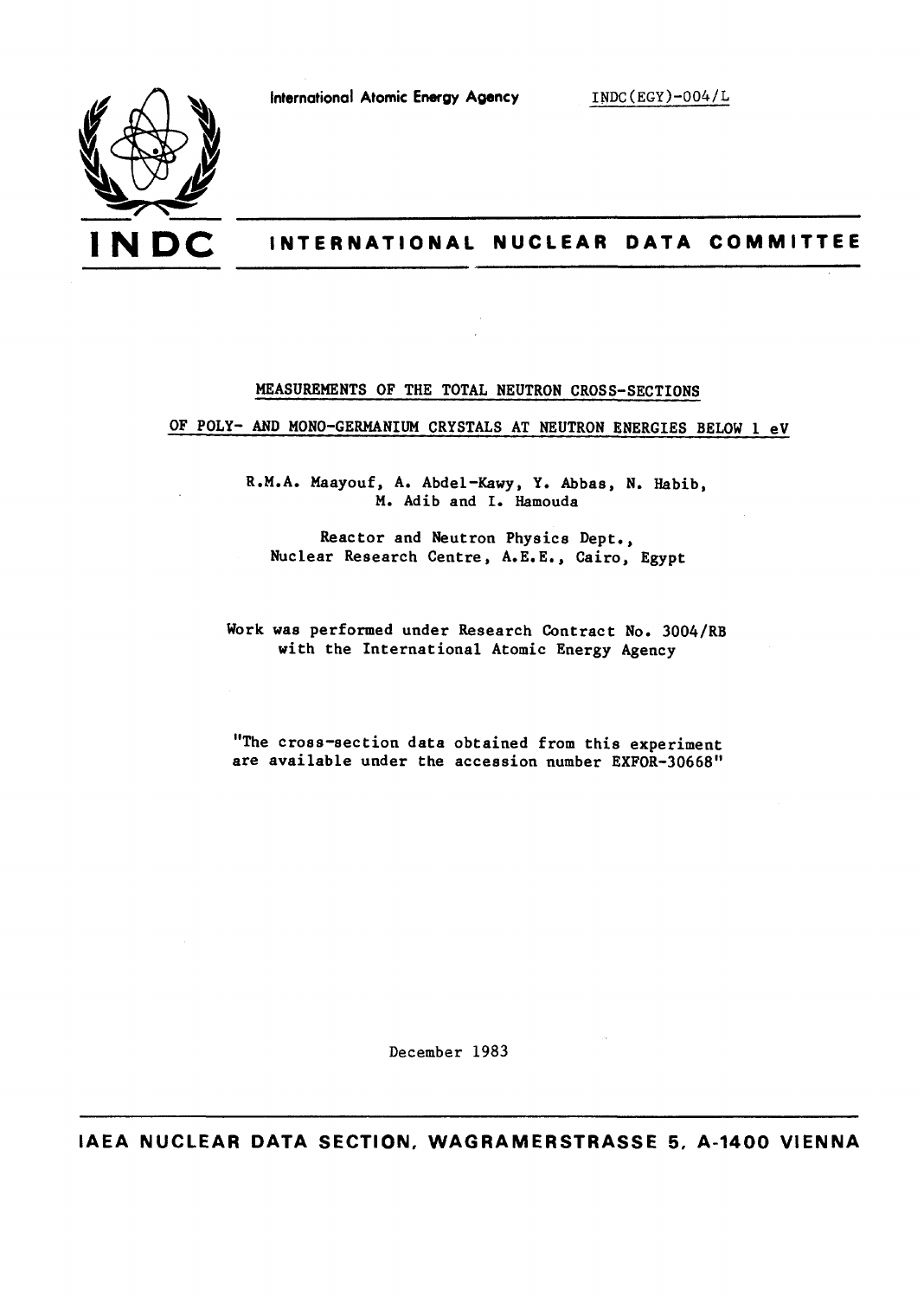International Atomic Energy Agency

INDC(EGY)-004/L

# INDC INTERNATIONAL NUCLEAR DATA COMMITTEE

## MEASUREMENTS OF THE TOTAL NEUTRON CROSS-SECTIONS OF POLY- AND MONO-GERMANIUM CRYSTALS AT NEUTRON ENERGIES BELOW 1 eV

R.M.A. Maayouf, A. Abdel-Kawy, Y. Abbas, N. Habib, M. Adib and I. Hamouda

Reactor and Neutron Physics Dept., Nuclear Research Centre, A.E.E., Cairo, Egypt

Work was performed under Research Contract No. 3004/RB with the International Atomic Energy Agency

"The cross-section data obtained from this experiment are available under the accession number EXFOR-30668"

December 1983

IAEA NUCLEAR DATA SECTION, WAGRAMERSTRASSE 5, A-1400 VIENNA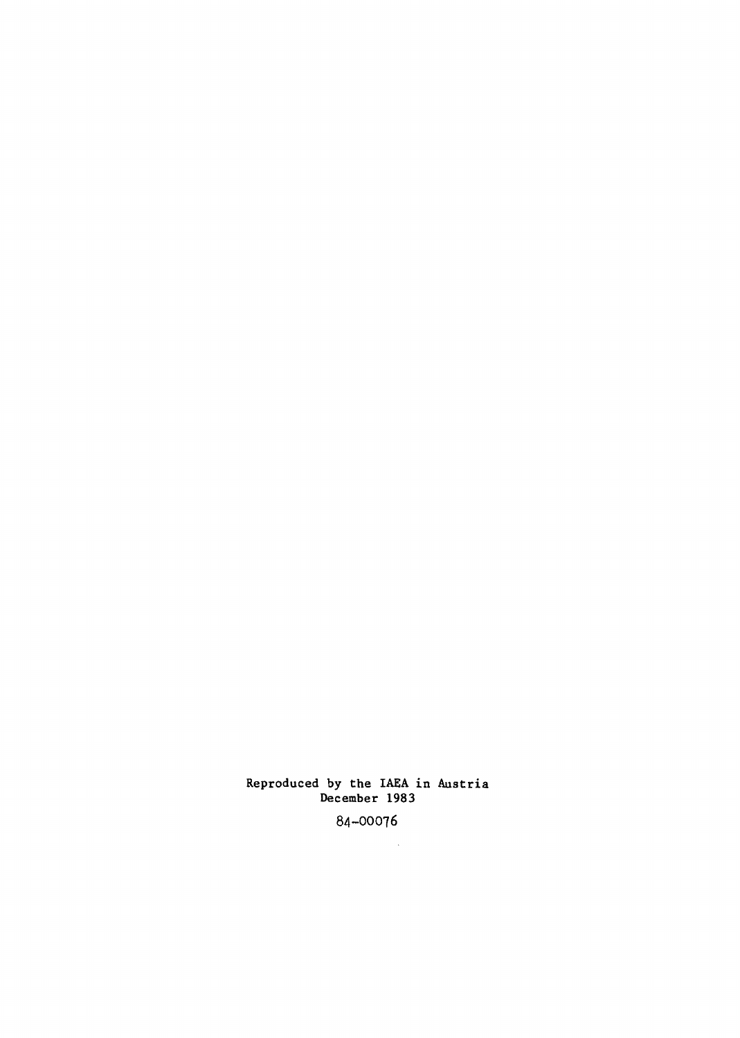Reproduced by the IAEA in Austria
December 1983

84-00076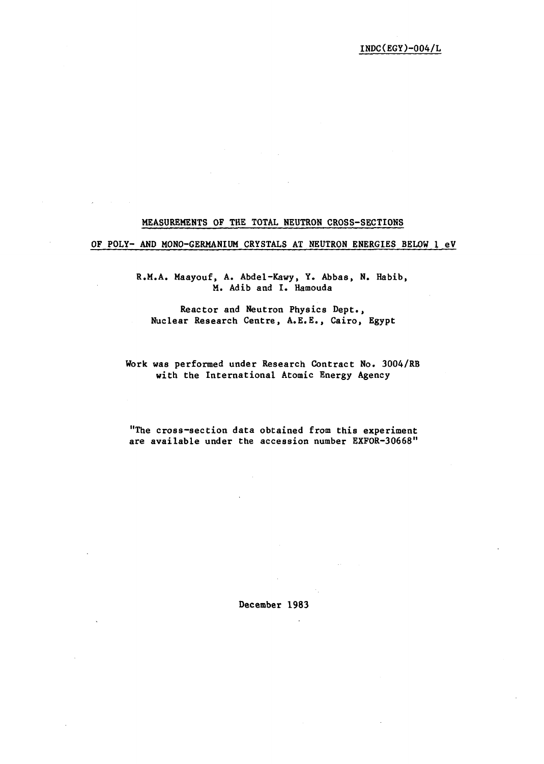INDC(EGY)-004/L

# MEASUREMENTS OF THE TOTAL NEUTRON CROSS-SECTIONS OF POLY- AND MONO-GERMANIUM CRYSTALS AT NEUTRON ENERGIES BELOW 1 eV

R.M.A. Maayouf, A. Abdel-Kawy, Y. Abbas, N. Habib, M. Adib and I. Hamouda

Reactor and Neutron Physics Dept.,
Nuclear Research Centre, A.E.E., Cairo, Egypt

Work was performed under Research Contract No. 3004/RB with the International Atomic Energy Agency

"The cross-section data obtained from this experiment are available under the accession number EXFOR-30668"

December 1983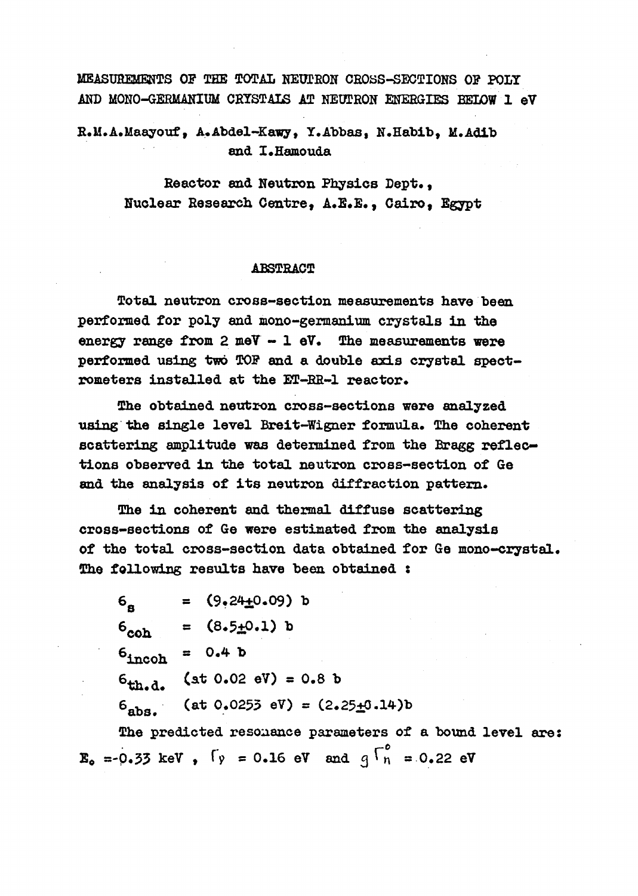# MEASUREMENTS OF THE TOTAL NEUTRON CROSS-SECTIONS OF POLY AND MONO-GERMANIUM CRYSTALS AT NEUTRON ENERGIES BELOW 1 eV

R.M.A.Maayouf, A.Abdel-Kawy, Y.Abbas, N.Habib, M.Adib and I.Hamouda

Reactor and Neutron Physics Dept., Nuclear Research Centre, A.E.E., Cairo, Egypt

## ABSTRACT

Total neutron cross-section measurements have been performed for poly and mono-germanium crystals in the energy range from 2 meV - 1 eV. The measurements were performed using two TOF and a double axis crystal spectrometers installed at the ET-RR-1 reactor.

The obtained neutron cross-sections were analyzed using the single level Breit-Wigner formula. The coherent scattering amplitude was determined from the Bragg reflections observed in the total neutron cross-section of Ge and the analysis of its neutron diffraction pattern.

The in coherent and thermal diffuse scattering cross-sections of Ge were estimated from the analysis of the total cross-section data obtained for Ge mono-crystal. The following results have been obtained :

$\sigma_{s}$ = (9.24±0.09) b

$\sigma_{coh}$ = (8.5±0.1) b

$\sigma_{incoh}$ = 0.4 b

$\sigma_{th.d.}$ (at 0.02 eV) = 0.8 b

$\sigma_{abs.}$ (at 0.0253 eV) = (2.25±0.14)b

The predicted resonance parameters of a bound level are: $E_0$ = -0.33 keV , $\Gamma_\gamma$ = 0.16 eV and $g\Gamma_n^0$ = 0.22 eV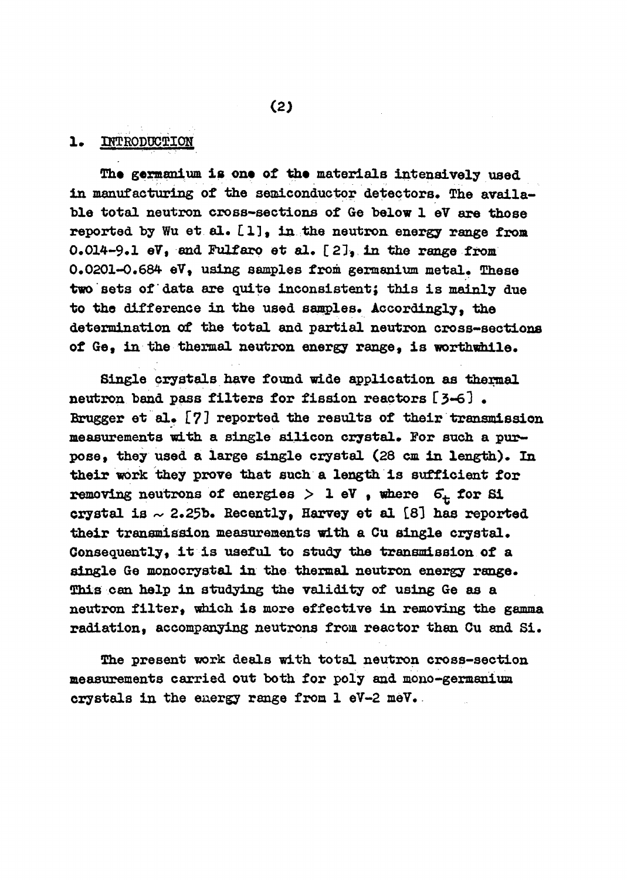## 1. INTRODUCTION

The germanium is one of the materials intensively used in manufacturing of the semiconductor detectors. The available total neutron cross-sections of Ge below 1 eV are those reported by Wu et al. [1], in the neutron energy range from 0.014-9.1 eV, and Fulfaro et al. [2], in the range from 0.0201-0.684 eV, using samples from germanium metal. These two sets of data are quite inconsistent; this is mainly due to the difference in the used samples. Accordingly, the determination of the total and partial neutron cross-sections of Ge, in the thermal neutron energy range, is worthwhile.

Single crystals have found wide application as thermal neutron band pass filters for fission reactors [3-6]. Brugger et al. [7] reported the results of their transmission measurements with a single silicon crystal. For such a purpose, they used a large single crystal (28 cm in length). In their work they prove that such a length is sufficient for removing neutrons of energies $> 1$ eV, where $\sigma_t$ for Si crystal is $\sim 2.25$b. Recently, Harvey et al [8] has reported their transmission measurements with a Cu single crystal. Consequently, it is useful to study the transmission of a single Ge monocrystal in the thermal neutron energy range. This can help in studying the validity of using Ge as a neutron filter, which is more effective in removing the gamma radiation, accompanying neutrons from reactor than Cu and Si.

The present work deals with total neutron cross-section measurements carried out both for poly and mono-germanium crystals in the energy range from 1 eV-2 meV.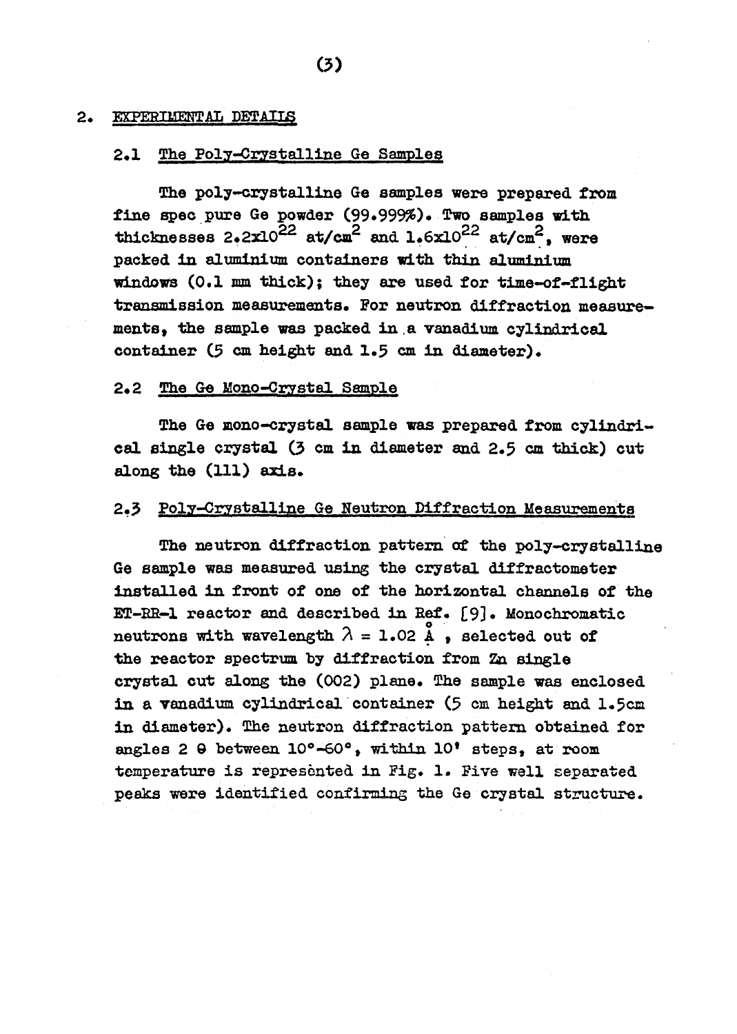## 2. EXPERIMENTAL DETAILS

### 2.1 The Poly-Crystalline Ge Samples

The poly-crystalline Ge samples were prepared from fine spec pure Ge powder (99.999%). Two samples with thicknesses $2.2 \times 10^{22}$ at/cm$^2$ and $1.6 \times 10^{22}$ at/cm$^2$, were packed in aluminium containers with thin aluminium windows (0.1 mm thick); they are used for time-of-flight transmission measurements. For neutron diffraction measurements, the sample was packed in a vanadium cylindrical container (5 cm height and 1.5 cm in diameter).

### 2.2 The Ge Mono-Crystal Sample

The Ge mono-crystal sample was prepared from cylindrical single crystal (3 cm in diameter and 2.5 cm thick) cut along the (111) axis.

### 2.3 Poly-Crystalline Ge Neutron Diffraction Measurements

The neutron diffraction pattern of the poly-crystalline Ge sample was measured using the crystal diffractometer installed in front of one of the horizontal channels of the ET-RR-1 reactor and described in Ref. [9]. Monochromatic neutrons with wavelength $\lambda = 1.02$ Å, selected out of the reactor spectrum by diffraction from Zn single crystal cut along the (002) plane. The sample was enclosed in a vanadium cylindrical container (5 cm height and 1.5cm in diameter). The neutron diffraction pattern obtained for angles $2\theta$ between 10°-60°, within 10' steps, at room temperature is represented in Fig. 1. Five well separated peaks were identified confirming the Ge crystal structure.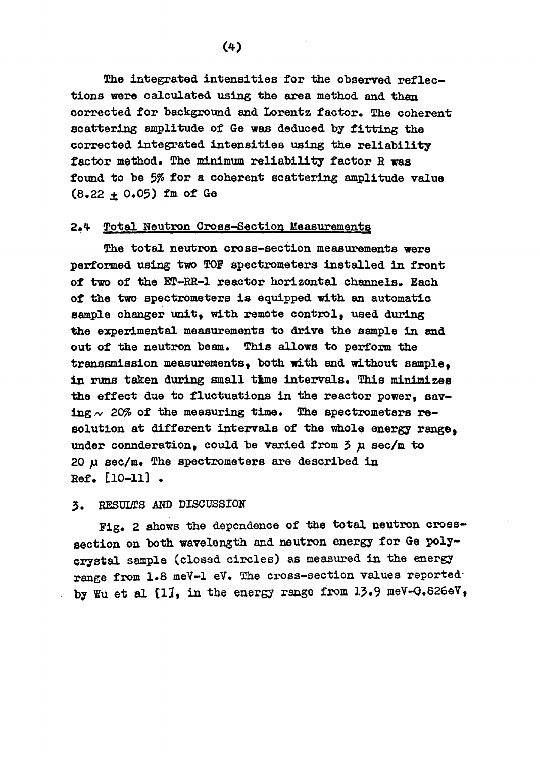The integrated intensities for the observed reflections were calculated using the area method and than corrected for background and Lorentz factor. The coherent scattering amplitude of Ge was deduced by fitting the corrected integrated intensities using the reliability factor method. The minimum reliability factor R was found to be 5% for a coherent scattering amplitude value $(8.22 \pm 0.05)$ fm of Ge

### 2.4 Total Neutron Cross-Section Measurements

The total neutron cross-section measurements were performed using two TOF spectrometers installed in front of two of the ET-RR-1 reactor horizontal channels. Each of the two spectrometers is equipped with an automatic sample changer unit, with remote control, used during the experimental measurements to drive the sample in and out of the neutron beam. This allows to perform the transsmission measurements, both with and without sample, in runs taken during small time intervals. This minimizes the effect due to fluctuations in the reactor power, saving $\sim$ 20% of the measuring time. The spectrometers resolution at different intervals of the whole energy range, under connderation, could be varied from 3 $\mu$ sec/m to 20 $\mu$ sec/m. The spectrometers are described in Ref. [10-11] .

## 3. RESULTS AND DISCUSSION

Fig. 2 shows the dependence of the total neutron cross-section on both wavelength and neutron energy for Ge poly-crystal sample (closed circles) as measured in the energy range from 1.8 meV-1 eV. The cross-section values reported by Wu et al [1], in the energy range from 13.9 meV-0.826eV,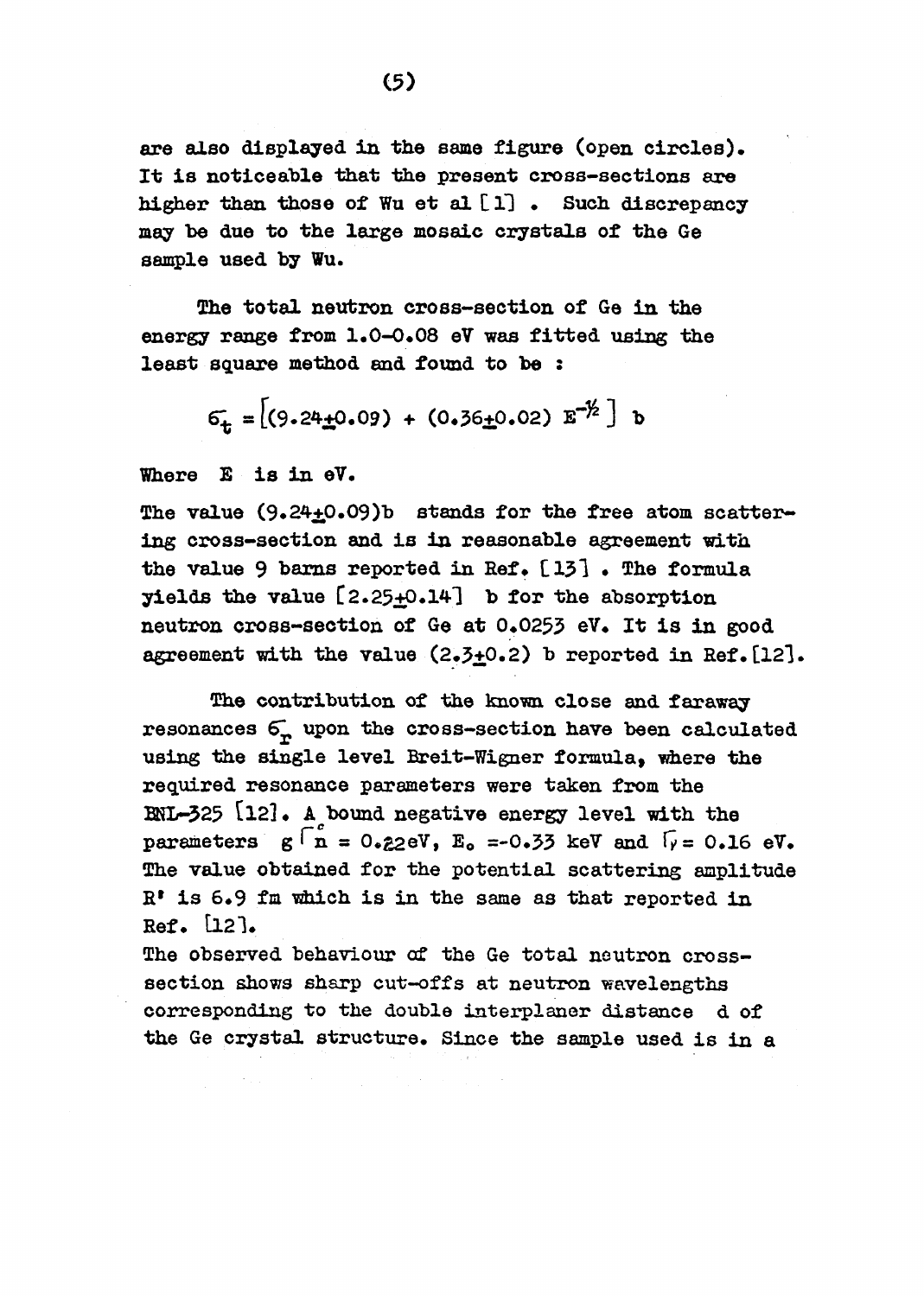are also displayed in the same figure (open circles). It is noticeable that the present cross-sections are higher than those of Wu et al [1] . Such discrepancy may be due to the large mosaic crystals of the Ge sample used by Wu.

The total neutron cross-section of Ge in the energy range from 1.0-0.08 eV was fitted using the least square method and found to be :

$$\sigma_t = \left[(9.24 \pm 0.09) + (0.36 \pm 0.02)\, E^{-1/2}\right] \text{ b}$$

Where E is in eV.

The value (9.24±0.09)b stands for the free atom scattering cross-section and is in reasonable agreement with the value 9 barns reported in Ref. [13] . The formula yields the value [2.25±0.14] b for the absorption neutron cross-section of Ge at 0.0253 eV. It is in good agreement with the value (2.3±0.2) b reported in Ref.[12].

The contribution of the known close and faraway resonances $\sigma_r$ upon the cross-section have been calculated using the single level Breit-Wigner formula, where the required resonance parameters were taken from the BNL-325 [12]. A bound negative energy level with the parameters $g\Gamma_n^c = 0.22$eV, $E_o = -0.33$ keV and $\Gamma_\gamma = 0.16$ eV. The value obtained for the potential scattering amplitude R' is 6.9 fm which is in the same as that reported in Ref. [12].

The observed behaviour of the Ge total neutron cross-section shows sharp cut-offs at neutron wavelengths corresponding to the double interplaner distance d of the Ge crystal structure. Since the sample used is in a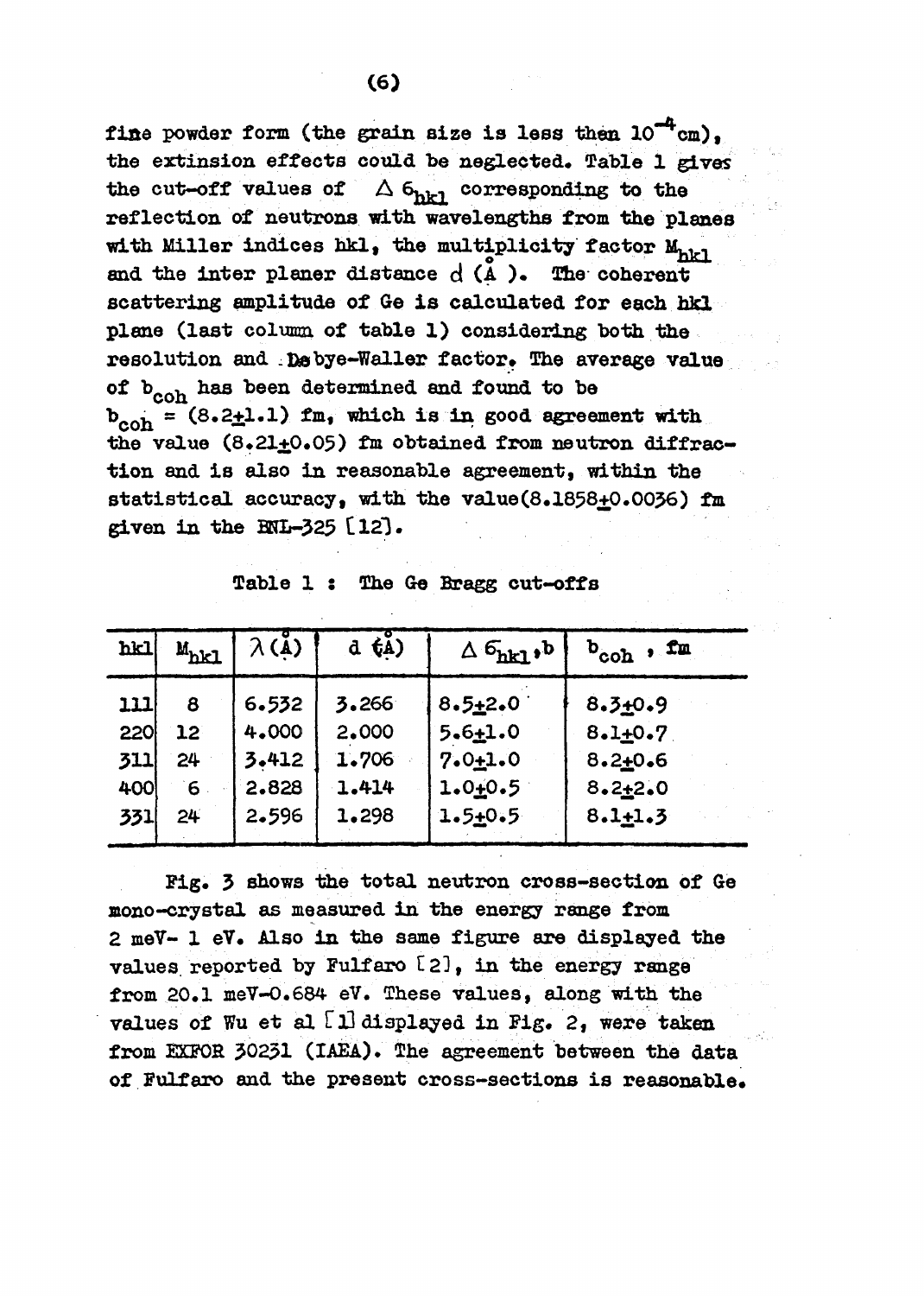fine powder form (the grain size is less then $10^{-4}$cm), the extinsion effects could be neglected. Table 1 gives the cut-off values of $\Delta \sigma_{hkl}$ corresponding to the reflection of neutrons with wavelengths from the planes with Miller indices hkl, the multiplicity factor $M_{hkl}$ and the inter planer distance d (Å). The coherent scattering amplitude of Ge is calculated for each hkl plane (last column of table 1) considering both the resolution and Debye-Waller factor. The average value of $b_{coh}$ has been determined and found to be $b_{coh} = (8.2 \pm 1.1)$ fm, which is in good agreement with the value (8.21±0.05) fm obtained from neutron diffraction and is also in reasonable agreement, within the statistical accuracy, with the value(8.1858±0.0036) fm given in the BNL-325 [12].

Table 1 : The Ge Bragg cut-offs

| hkl | $M_{hkl}$ | $\lambda$ (Å) | d (Å) | $\Delta \sigma_{hkl}$, b | $b_{coh}$ , fm |
|---|---|---|---|---|---|
| 111 | 8 | 6.532 | 3.266 | 8.5±2.0 | 8.3±0.9 |
| 220 | 12 | 4.000 | 2.000 | 5.6±1.0 | 8.1±0.7 |
| 311 | 24 | 3.412 | 1.706 | 7.0±1.0 | 8.2±0.6 |
| 400 | 6 | 2.828 | 1.414 | 1.0±0.5 | 8.2±2.0 |
| 331 | 24 | 2.596 | 1.298 | 1.5±0.5 | 8.1±1.3 |

Fig. 3 shows the total neutron cross-section of Ge mono-crystal as measured in the energy range from 2 meV- 1 eV. Also in the same figure are displayed the values reported by Fulfaro [2], in the energy range from 20.1 meV-0.684 eV. These values, along with the values of Wu et al [1] displayed in Fig. 2, were taken from EXFOR 30231 (IAEA). The agreement between the data of Fulfaro and the present cross-sections is reasonable.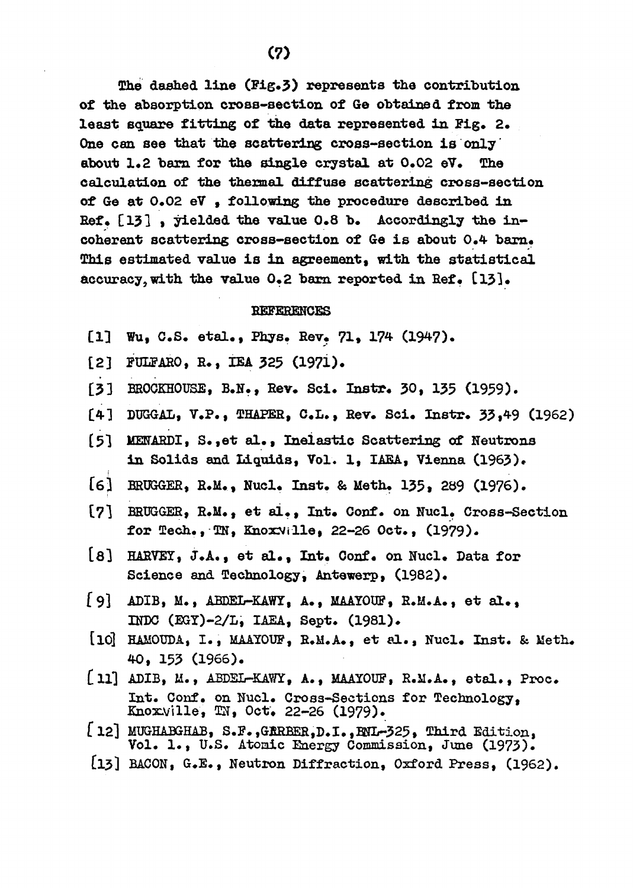The dashed line (Fig.3) represents the contribution of the absorption cross-section of Ge obtained from the least square fitting of the data represented in Fig. 2. One can see that the scattering cross-section is only about 1.2 barn for the single crystal at 0.02 eV. The calculation of the thermal diffuse scattering cross-section of Ge at 0.02 eV , following the procedure described in Ref. [13] , yielded the value 0.8 b. Accordingly the incoherent scattering cross-section of Ge is about 0.4 barn. This estimated value is in agreement, with the statistical accuracy, with the value 0.2 barn reported in Ref. [13].

## REFERENCES

[1] Wu, C.S. etal., Phys. Rev. 71, 174 (1947).

[2] FULFARO, R., IEA 325 (1971).

[3] BROCKHOUSE, B.N., Rev. Sci. Instr. 30, 135 (1959).

[4] DUGGAL, V.P., THAPER, C.L., Rev. Sci. Instr. 33,49 (1962)

[5] MENARDI, S.,et al., Inelastic Scattering of Neutrons in Solids and Liquids, Vol. 1, IAEA, Vienna (1963).

[6] BRUGGER, R.M., Nucl. Inst. & Meth. 135, 289 (1976).

[7] BRUGGER, R.M., et al., Int. Conf. on Nucl. Cross-Section for Tech., TN, Knoxville, 22-26 Oct., (1979).

[8] HARVEY, J.A., et al., Int. Conf. on Nucl. Data for Science and Technology, Antewerp, (1982).

[9] ADIB, M., ABDEL-KAWY, A., MAAYOUF, R.M.A., et al., INDC (EGY)-2/L, IAEA, Sept. (1981).

[10] HAMOUDA, I., MAAYOUF, R.M.A., et al., Nucl. Inst. & Meth. 40, 153 (1966).

[11] ADIB, M., ABDEL-KAWY, A., MAAYOUF, R.M.A., etal., Proc. Int. Conf. on Nucl. Cross-Sections for Technology, Knoxville, TN, Oct. 22-26 (1979).

[12] MUGHABGHAB, S.F.,GARBER,D.I.,BNL-325, Third Edition, Vol. 1., U.S. Atomic Energy Commission, June (1973).

[13] BACON, G.E., Neutron Diffraction, Oxford Press, (1962).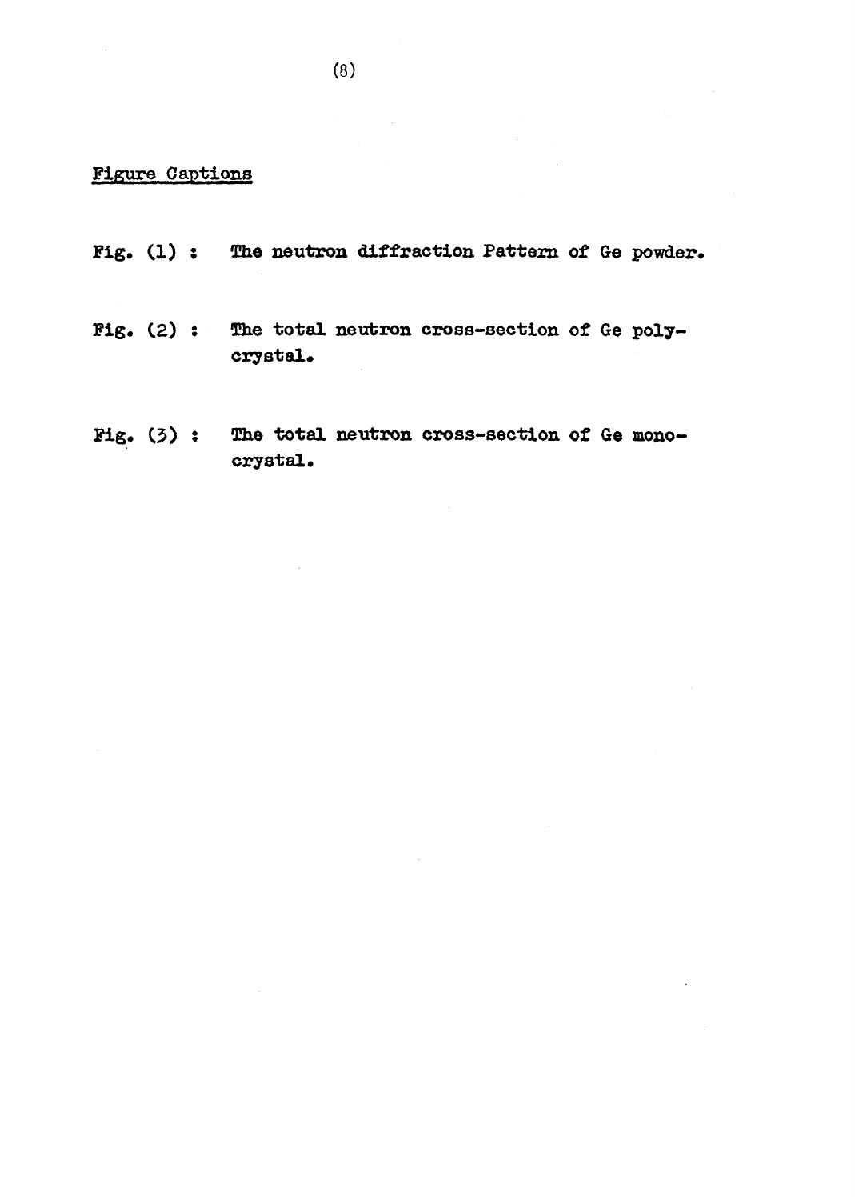## Figure Captions

Fig. (1) : The neutron diffraction Pattern of Ge powder.

Fig. (2) : The total neutron cross-section of Ge poly-crystal.

Fig. (3) : The total neutron cross-section of Ge mono-crystal.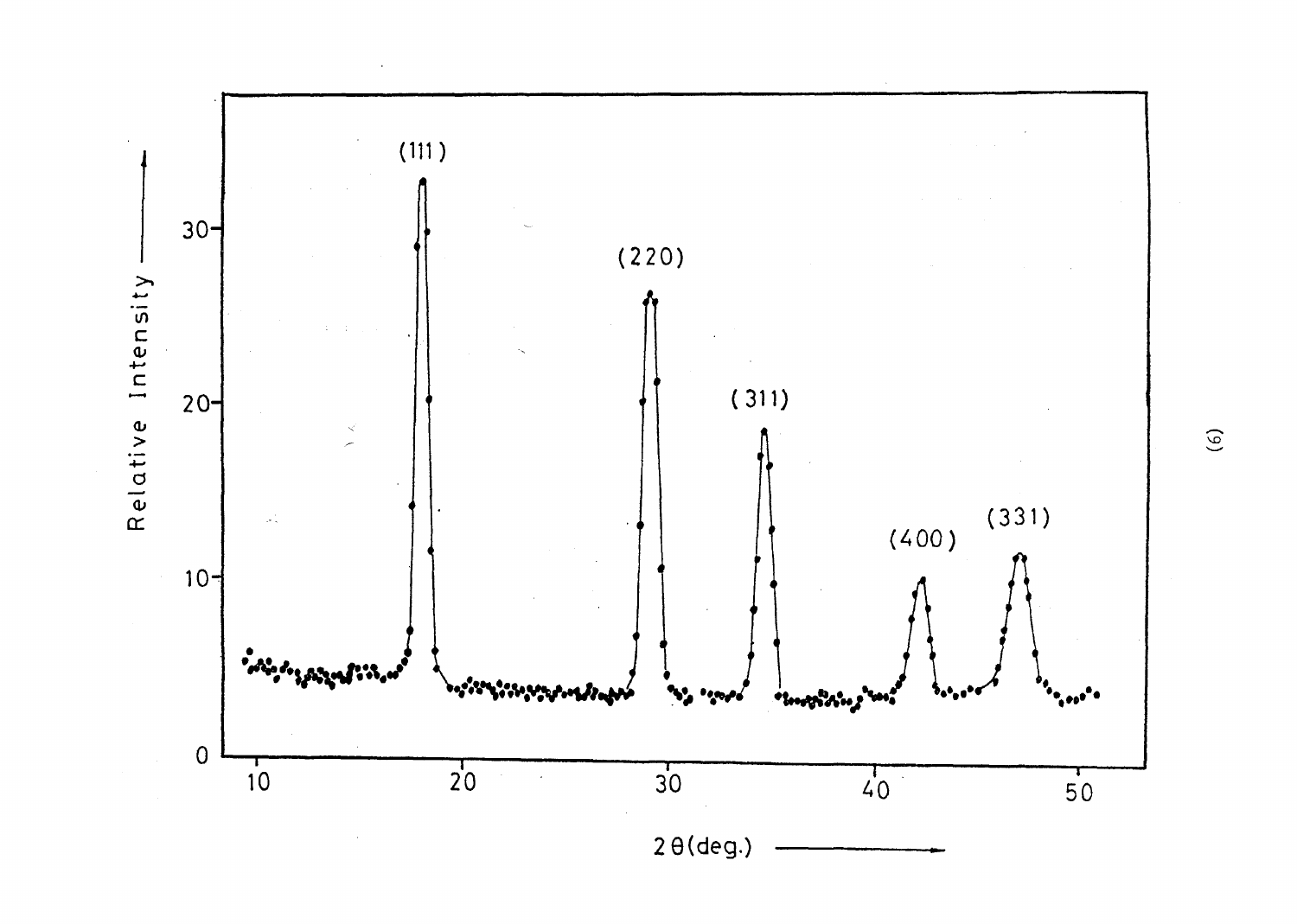(6)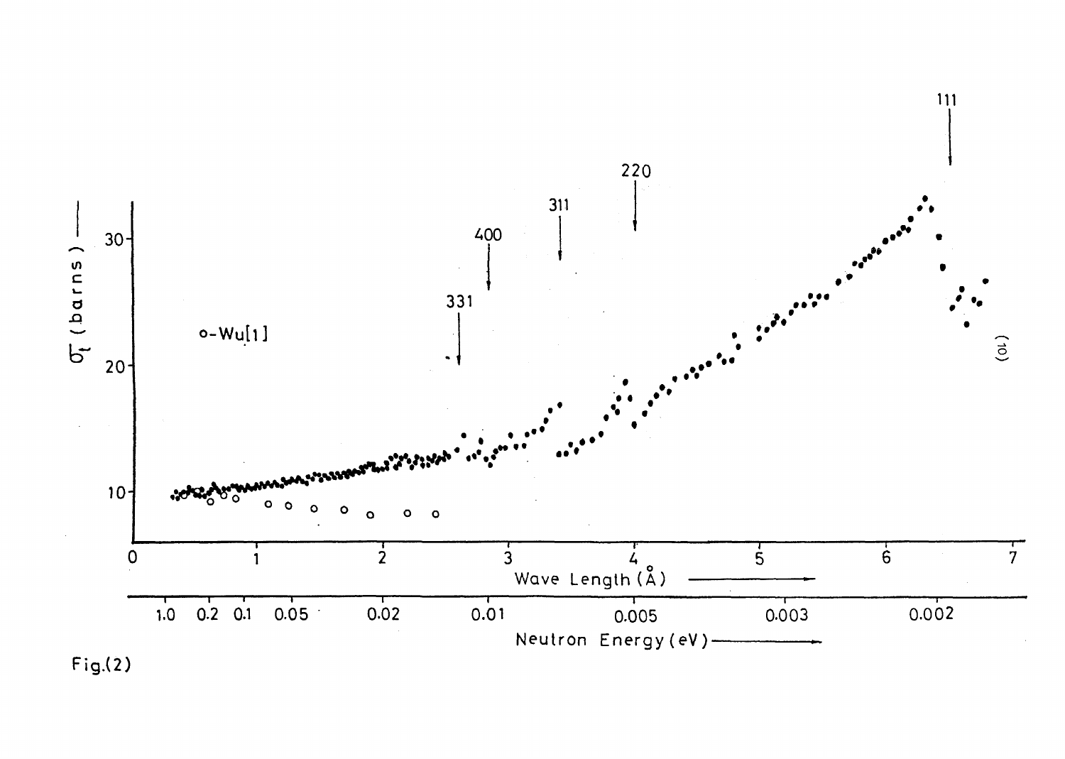Fig.(2)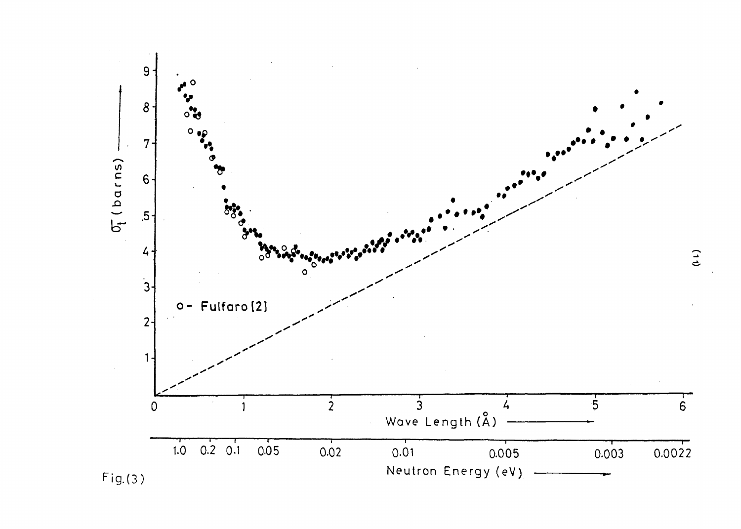$\sigma_t$ (barns)

9
8
7
6
5
4
3
2
1

o- Fulfaro [2]

0 1 2 3 4 5 6

Wave Length (Å)

1.0 0.2 0.1 0.05 0.02 0.01 0.005 0.003 0.0022

Neutron Energy (eV)

Fig.(3)